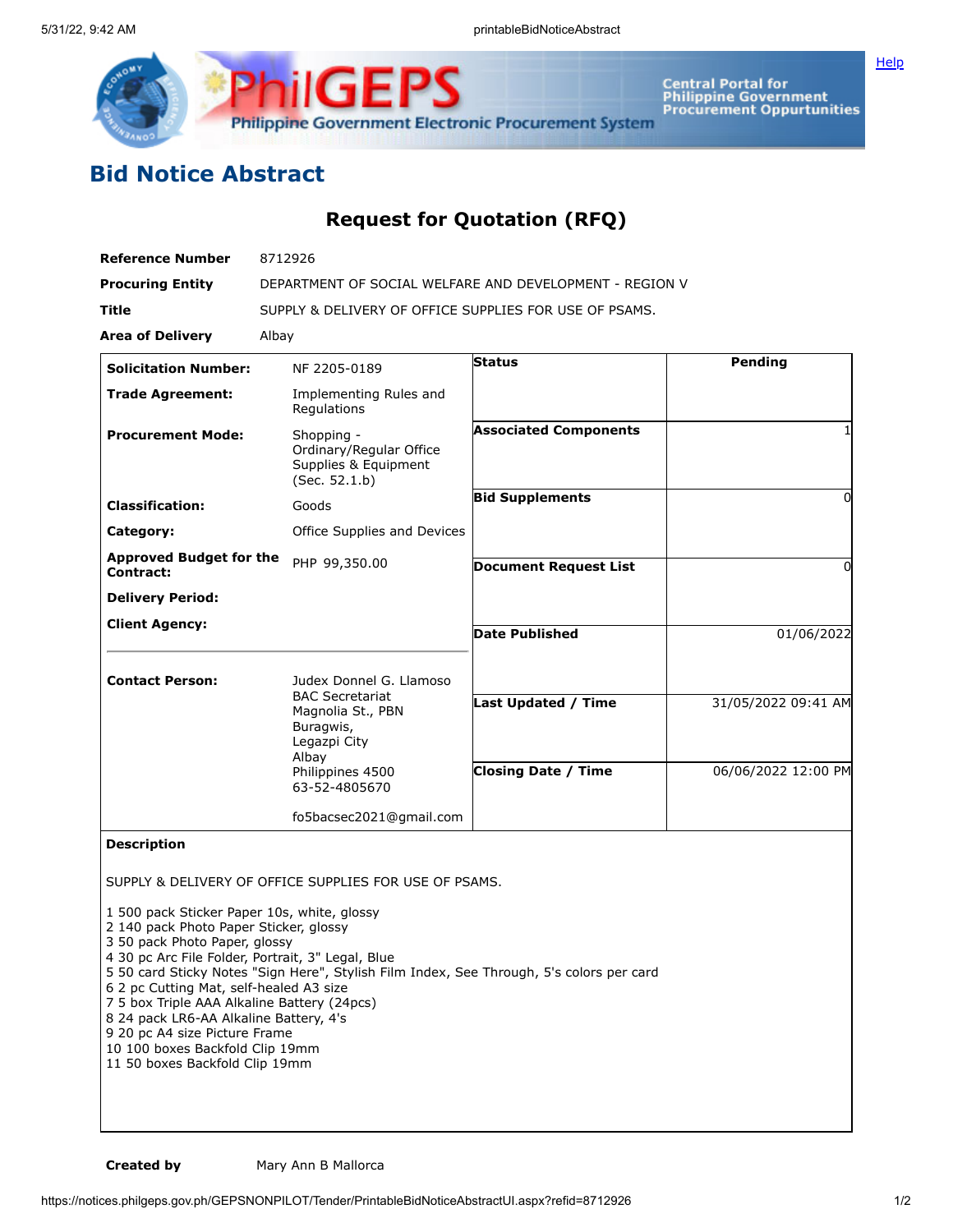# Bid Notice Abstract

## Request for Quotation (RFQ)

| | |
|---|---|
| **Reference Number** | 8712926 |
| **Procuring Entity** | DEPARTMENT OF SOCIAL WELFARE AND DEVELOPMENT - REGION V |
| **Title** | SUPPLY & DELIVERY OF OFFICE SUPPLIES FOR USE OF PSAMS. |
| **Area of Delivery** | Albay |

| | | | |
|---|---|---|---|
| **Solicitation Number:** | NF 2205-0189 | **Status** | Pending |
| **Trade Agreement:** | Implementing Rules and Regulations | | |
| **Procurement Mode:** | Shopping - Ordinary/Regular Office Supplies & Equipment (Sec. 52.1.b) | **Associated Components** | 1 |
| **Classification:** | Goods | **Bid Supplements** | 0 |
| **Category:** | Office Supplies and Devices | | |
| **Approved Budget for the Contract:** | PHP 99,350.00 | **Document Request List** | 0 |
| **Delivery Period:** | | | |
| **Client Agency:** | | **Date Published** | 01/06/2022 |
| **Contact Person:** | Judex Donnel G. Llamoso<br>BAC Secretariat<br>Magnolia St., PBN<br>Buragwis,<br>Legazpi City<br>Albay<br>Philippines 4500<br>63-52-4805670<br><br>fo5bacsec2021@gmail.com | **Last Updated / Time** | 31/05/2022 09:41 AM |
| | | **Closing Date / Time** | 06/06/2022 12:00 PM |

**Description**

SUPPLY & DELIVERY OF OFFICE SUPPLIES FOR USE OF PSAMS.

1 500 pack Sticker Paper 10s, white, glossy
2 140 pack Photo Paper Sticker, glossy
3 50 pack Photo Paper, glossy
4 30 pc Arc File Folder, Portrait, 3" Legal, Blue
5 50 card Sticky Notes "Sign Here", Stylish Film Index, See Through, 5's colors per card
6 2 pc Cutting Mat, self-healed A3 size
7 5 box Triple AAA Alkaline Battery (24pcs)
8 24 pack LR6-AA Alkaline Battery, 4's
9 20 pc A4 size Picture Frame
10 100 boxes Backfold Clip 19mm
11 50 boxes Backfold Clip 19mm

**Created by** Mary Ann B Mallorca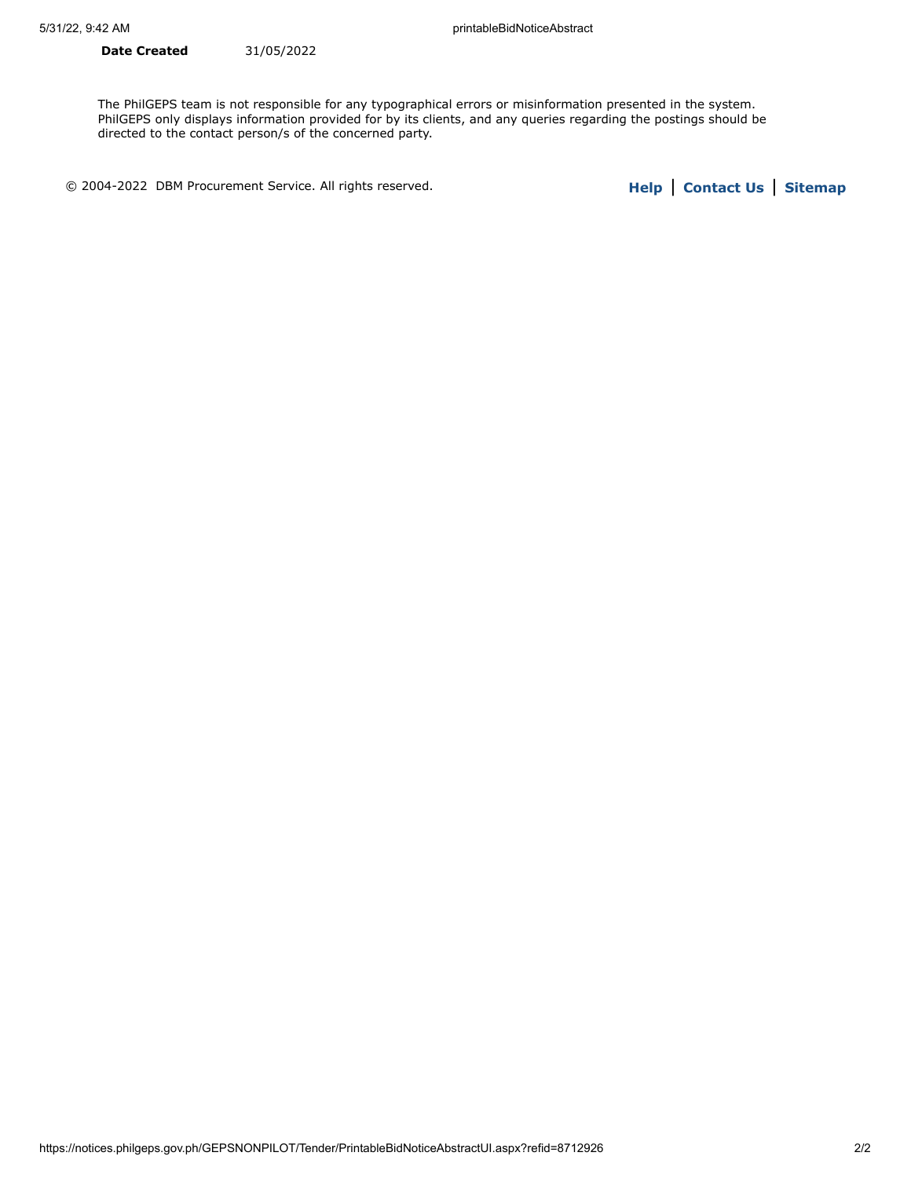| | |
|---|---|
| **Date Created** | 31/05/2022 |

The PhilGEPS team is not responsible for any typographical errors or misinformation presented in the system. PhilGEPS only displays information provided for by its clients, and any queries regarding the postings should be directed to the contact person/s of the concerned party.

© 2004-2022 DBM Procurement Service. All rights reserved.

**Help** | **Contact Us** | **Sitemap**